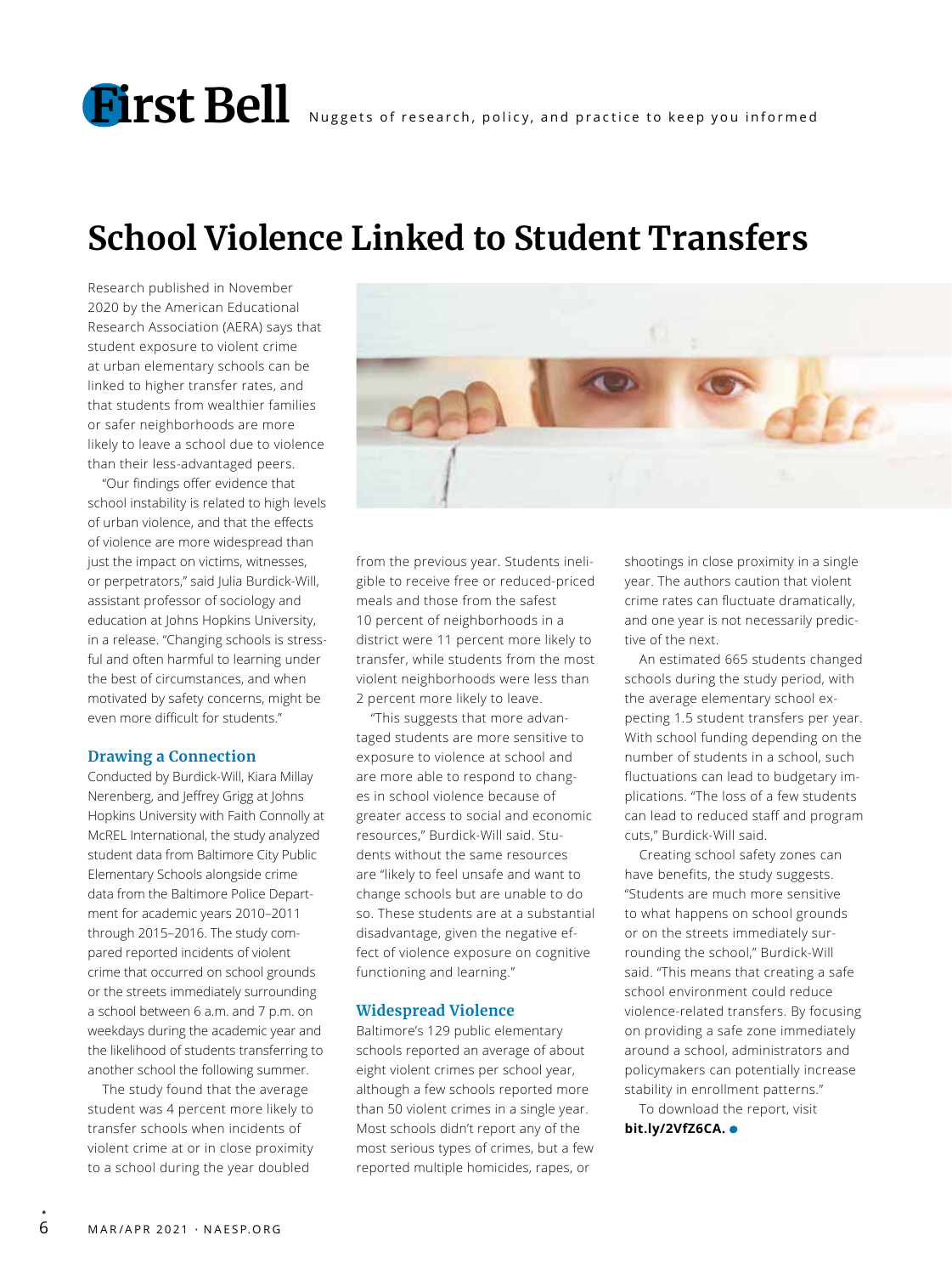# First Bell

Nuggets of research, policy, and practice to keep you informed

## School Violence Linked to Student Transfers

Research published in November 2020 by the American Educational Research Association (AERA) says that student exposure to violent crime at urban elementary schools can be linked to higher transfer rates, and that students from wealthier families or safer neighborhoods are more likely to leave a school due to violence than their less-advantaged peers.

"Our findings offer evidence that school instability is related to high levels of urban violence, and that the effects of violence are more widespread than just the impact on victims, witnesses, or perpetrators," said Julia Burdick-Will, assistant professor of sociology and education at Johns Hopkins University, in a release. "Changing schools is stressful and often harmful to learning under the best of circumstances, and when motivated by safety concerns, might be even more difficult for students."

### Drawing a Connection

Conducted by Burdick-Will, Kiara Millay Nerenberg, and Jeffrey Grigg at Johns Hopkins University with Faith Connolly at McREL International, the study analyzed student data from Baltimore City Public Elementary Schools alongside crime data from the Baltimore Police Department for academic years 2010–2011 through 2015–2016. The study compared reported incidents of violent crime that occurred on school grounds or the streets immediately surrounding a school between 6 a.m. and 7 p.m. on weekdays during the academic year and the likelihood of students transferring to another school the following summer.

The study found that the average student was 4 percent more likely to transfer schools when incidents of violent crime at or in close proximity to a school during the year doubled from the previous year. Students ineligible to receive free or reduced-priced meals and those from the safest 10 percent of neighborhoods in a district were 11 percent more likely to transfer, while students from the most violent neighborhoods were less than 2 percent more likely to leave.

"This suggests that more advantaged students are more sensitive to exposure to violence at school and are more able to respond to changes in school violence because of greater access to social and economic resources," Burdick-Will said. Students without the same resources are "likely to feel unsafe and want to change schools but are unable to do so. These students are at a substantial disadvantage, given the negative effect of violence exposure on cognitive functioning and learning."

### Widespread Violence

Baltimore's 129 public elementary schools reported an average of about eight violent crimes per school year, although a few schools reported more than 50 violent crimes in a single year. Most schools didn't report any of the most serious types of crimes, but a few reported multiple homicides, rapes, or shootings in close proximity in a single year. The authors caution that violent crime rates can fluctuate dramatically, and one year is not necessarily predictive of the next.

An estimated 665 students changed schools during the study period, with the average elementary school expecting 1.5 student transfers per year. With school funding depending on the number of students in a school, such fluctuations can lead to budgetary implications. "The loss of a few students can lead to reduced staff and program cuts," Burdick-Will said.

Creating school safety zones can have benefits, the study suggests. "Students are much more sensitive to what happens on school grounds or on the streets immediately surrounding the school," Burdick-Will said. "This means that creating a safe school environment could reduce violence-related transfers. By focusing on providing a safe zone immediately around a school, administrators and policymakers can potentially increase stability in enrollment patterns."

To download the report, visit **bit.ly/2VfZ6CA.**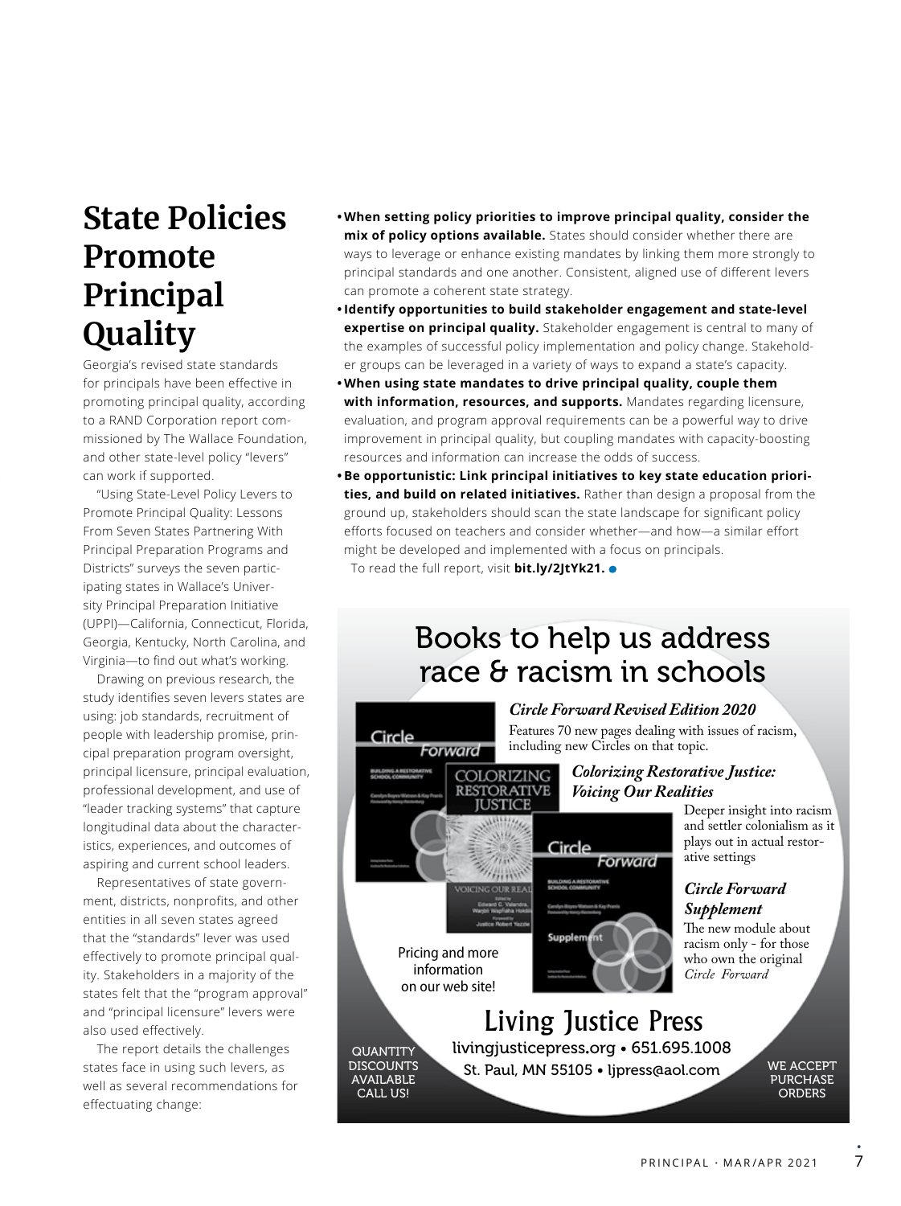# State Policies Promote Principal Quality

Georgia's revised state standards for principals have been effective in promoting principal quality, according to a RAND Corporation report commissioned by The Wallace Foundation, and other state-level policy "levers" can work if supported.

"Using State-Level Policy Levers to Promote Principal Quality: Lessons From Seven States Partnering With Principal Preparation Programs and Districts" surveys the seven participating states in Wallace's University Principal Preparation Initiative (UPPI)—California, Connecticut, Florida, Georgia, Kentucky, North Carolina, and Virginia—to find out what's working.

Drawing on previous research, the study identifies seven levers states are using: job standards, recruitment of people with leadership promise, principal preparation program oversight, principal licensure, principal evaluation, professional development, and use of "leader tracking systems" that capture longitudinal data about the characteristics, experiences, and outcomes of aspiring and current school leaders.

Representatives of state government, districts, nonprofits, and other entities in all seven states agreed that the "standards" lever was used effectively to promote principal quality. Stakeholders in a majority of the states felt that the "program approval" and "principal licensure" levers were also used effectively.

The report details the challenges states face in using such levers, as well as several recommendations for effectuating change:

- **When setting policy priorities to improve principal quality, consider the mix of policy options available.** States should consider whether there are ways to leverage or enhance existing mandates by linking them more strongly to principal standards and one another. Consistent, aligned use of different levers can promote a coherent state strategy.
- **Identify opportunities to build stakeholder engagement and state-level expertise on principal quality.** Stakeholder engagement is central to many of the examples of successful policy implementation and policy change. Stakeholder groups can be leveraged in a variety of ways to expand a state's capacity.
- **When using state mandates to drive principal quality, couple them with information, resources, and supports.** Mandates regarding licensure, evaluation, and program approval requirements can be a powerful way to drive improvement in principal quality, but coupling mandates with capacity-boosting resources and information can increase the odds of success.
- **Be opportunistic: Link principal initiatives to key state education priorities, and build on related initiatives.** Rather than design a proposal from the ground up, stakeholders should scan the state landscape for significant policy efforts focused on teachers and consider whether—and how—a similar effort might be developed and implemented with a focus on principals.

To read the full report, visit **bit.ly/2JtYk21.**

## Books to help us address race & racism in schools

***Circle Forward Revised Edition 2020***

Features 70 new pages dealing with issues of racism, including new Circles on that topic.

***Colorizing Restorative Justice: Voicing Our Realities***

Deeper insight into racism and settler colonialism as it plays out in actual restorative settings

***Circle Forward Supplement***

The new module about racism only - for those who own the original *Circle Forward*

Pricing and more information on our web site!

**Living Justice Press**

livingjusticepress.org • 651.695.1008

St. Paul, MN 55105 • ljpress@aol.com

QUANTITY DISCOUNTS AVAILABLE CALL US!

WE ACCEPT PURCHASE ORDERS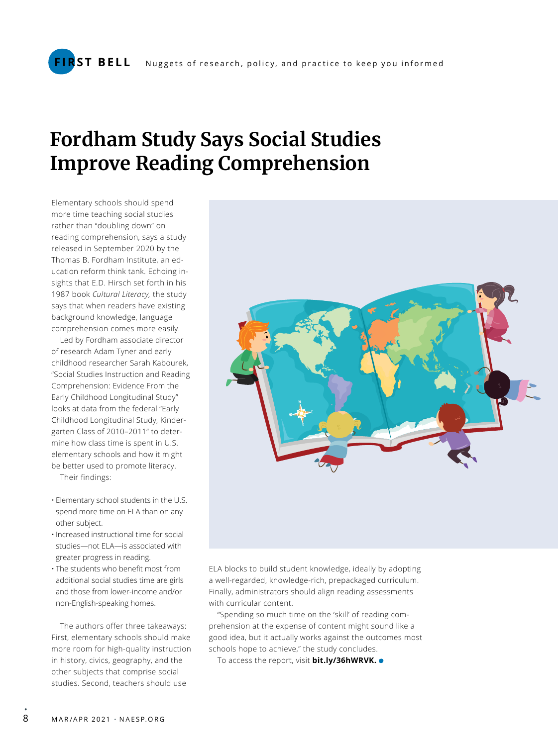# Fordham Study Says Social Studies Improve Reading Comprehension

Elementary schools should spend more time teaching social studies rather than "doubling down" on reading comprehension, says a study released in September 2020 by the Thomas B. Fordham Institute, an education reform think tank. Echoing insights that E.D. Hirsch set forth in his 1987 book *Cultural Literacy*, the study says that when readers have existing background knowledge, language comprehension comes more easily.

Led by Fordham associate director of research Adam Tyner and early childhood researcher Sarah Kabourek, "Social Studies Instruction and Reading Comprehension: Evidence From the Early Childhood Longitudinal Study" looks at data from the federal "Early Childhood Longitudinal Study, Kindergarten Class of 2010–2011" to determine how class time is spent in U.S. elementary schools and how it might be better used to promote literacy.

Their findings:

- Elementary school students in the U.S. spend more time on ELA than on any other subject.
- Increased instructional time for social studies—not ELA—is associated with greater progress in reading.
- The students who benefit most from additional social studies time are girls and those from lower-income and/or non-English-speaking homes.

The authors offer three takeaways: First, elementary schools should make more room for high-quality instruction in history, civics, geography, and the other subjects that comprise social studies. Second, teachers should use ELA blocks to build student knowledge, ideally by adopting a well-regarded, knowledge-rich, prepackaged curriculum. Finally, administrators should align reading assessments with curricular content.

"Spending so much time on the 'skill' of reading comprehension at the expense of content might sound like a good idea, but it actually works against the outcomes most schools hope to achieve," the study concludes.

To access the report, visit **bit.ly/36hWRVK.**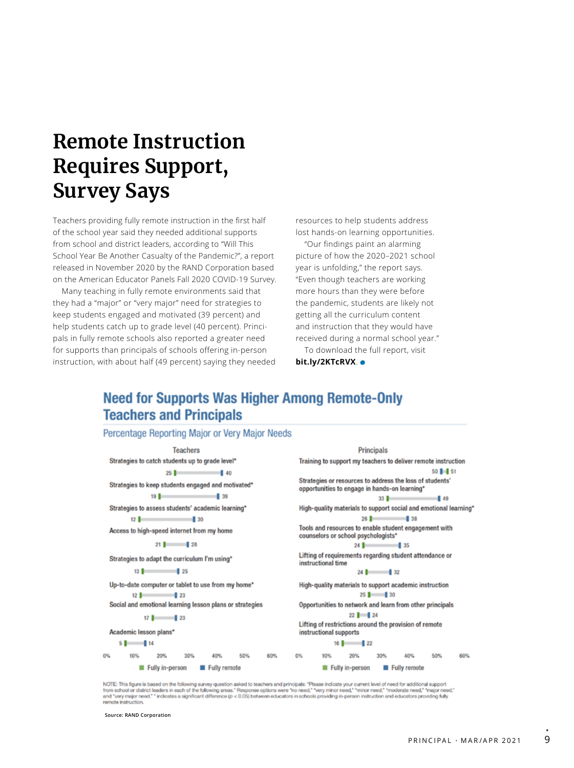# Remote Instruction Requires Support, Survey Says

Teachers providing fully remote instruction in the first half of the school year said they needed additional supports from school and district leaders, according to "Will This School Year Be Another Casualty of the Pandemic?", a report released in November 2020 by the RAND Corporation based on the American Educator Panels Fall 2020 COVID-19 Survey.

Many teaching in fully remote environments said that they had a "major" or "very major" need for strategies to keep students engaged and motivated (39 percent) and help students catch up to grade level (40 percent). Principals in fully remote schools also reported a greater need for supports than principals of schools offering in-person instruction, with about half (49 percent) saying they needed resources to help students address lost hands-on learning opportunities.

"Our findings paint an alarming picture of how the 2020–2021 school year is unfolding," the report says. "Even though teachers are working more hours than they were before the pandemic, students are likely not getting all the curriculum content and instruction that they would have received during a normal school year."

To download the full report, visit **bit.ly/2KTcRVX**.

## Need for Supports Was Higher Among Remote-Only Teachers and Principals

Percentage Reporting Major or Very Major Needs

Teachers

Strategies to catch students up to grade level*
25 40

Strategies to keep students engaged and motivated*
19 39

Strategies to assess students' academic learning*
12 30

Access to high-speed internet from my home
21 28

Strategies to adapt the curriculum I'm using*
13 25

Up-to-date computer or tablet to use from my home*
12 23

Social and emotional learning lesson plans or strategies
17 23

Academic lesson plans*
5 14

0% 10% 20% 30% 40% 50% 60%

Fully in-person Fully remote

Principals

Training to support my teachers to deliver remote instruction
50 51

Strategies or resources to address the loss of students' opportunities to engage in hands-on learning*
33 49

High-quality materials to support social and emotional learning*
26 38

Tools and resources to enable student engagement with counselors or school psychologists*
24 35

Lifting of requirements regarding student attendance or instructional time
24 32

High-quality materials to support academic instruction
25 30

Opportunities to network and learn from other principals
22 24

Lifting of restrictions around the provision of remote instructional supports
16 22

0% 10% 20% 30% 40% 50% 60%

Fully in-person Fully remote

NOTE: This figure is based on the following survey question asked to teachers and principals: "Please indicate your current level of need for additional support from school or district leaders in each of the following areas." Response options were "no need," "very minor need," "minor need," "moderate need," "major need," and "very major need." * indicates a significant difference ($p < 0.05$) between educators in schools providing in-person instruction and educators providing fully remote instruction.

Source: RAND Corporation